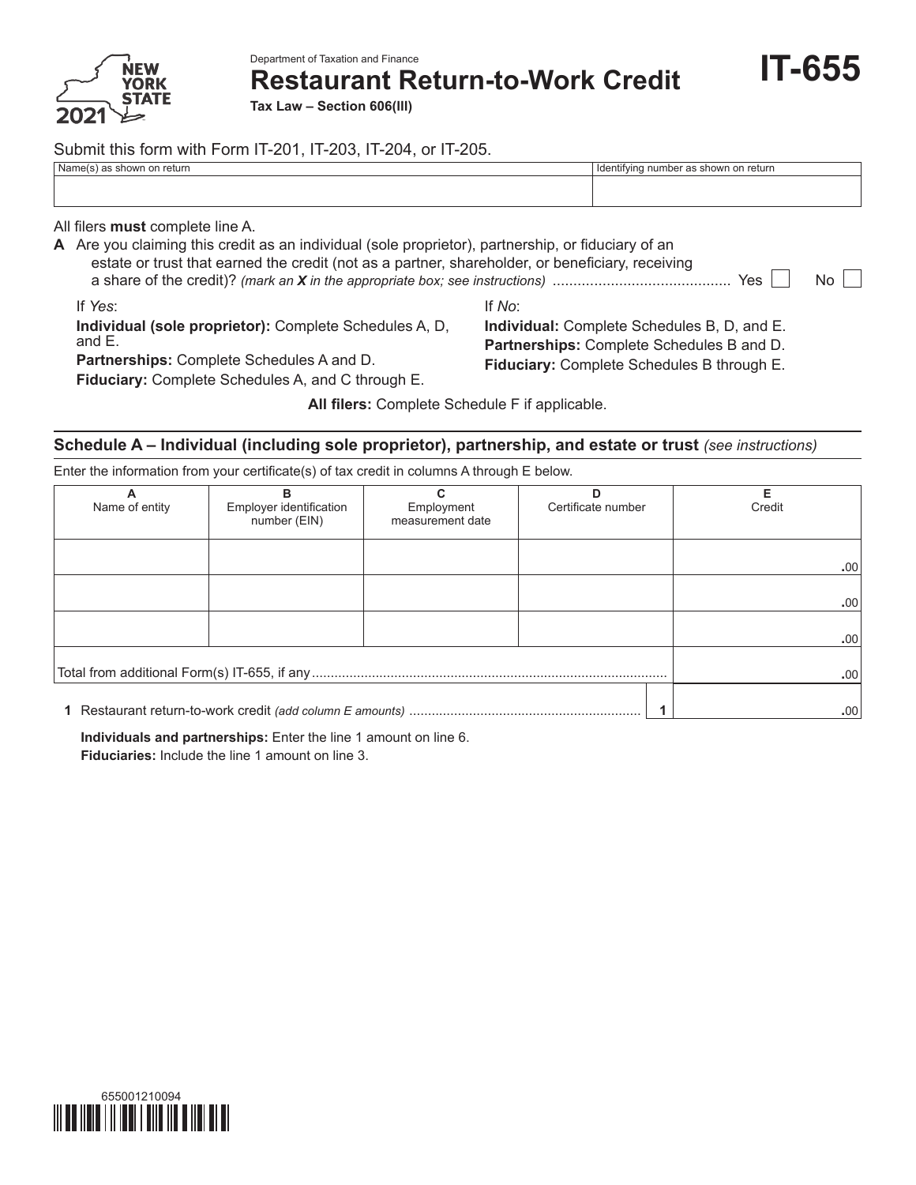Department of Taxation and Finance

# Restaurant Return-to-Work Credit

**Tax Law – Section 606(lll)**

**IT-655**

2021

Submit this form with Form IT-201, IT-203, IT-204, or IT-205.

| Name(s) as shown on return | Identifying number as shown on return |
|---|---|
| | |

All filers **must** complete line A.

**A** Are you claiming this credit as an individual (sole proprietor), partnership, or fiduciary of an estate or trust that earned the credit (not as a partner, shareholder, or beneficiary, receiving a share of the credit)? *(mark an **X** in the appropriate box; see instructions)* .......................................... Yes ☐ No ☐

If *Yes*:

**Individual (sole proprietor):** Complete Schedules A, D, and E.

**Partnerships:** Complete Schedules A and D.

**Fiduciary:** Complete Schedules A, and C through E.

If *No*:

**Individual:** Complete Schedules B, D, and E.

**Partnerships:** Complete Schedules B and D.

**Fiduciary:** Complete Schedules B through E.

**All filers:** Complete Schedule F if applicable.

## Schedule A – Individual (including sole proprietor), partnership, and estate or trust *(see instructions)*

Enter the information from your certificate(s) of tax credit in columns A through E below.

| A<br>Name of entity | B<br>Employer identification number (EIN) | C<br>Employment measurement date | D<br>Certificate number | E<br>Credit |
|---|---|---|---|---|
| | | | | .00 |
| | | | | .00 |
| | | | | .00 |
| Total from additional Form(s) IT-655, if any | | | | .00 |
| **1** Restaurant return-to-work credit *(add column E amounts)* | | | **1** | .00 |

**Individuals and partnerships:** Enter the line 1 amount on line 6.
**Fiduciaries:** Include the line 1 amount on line 3.

655001210094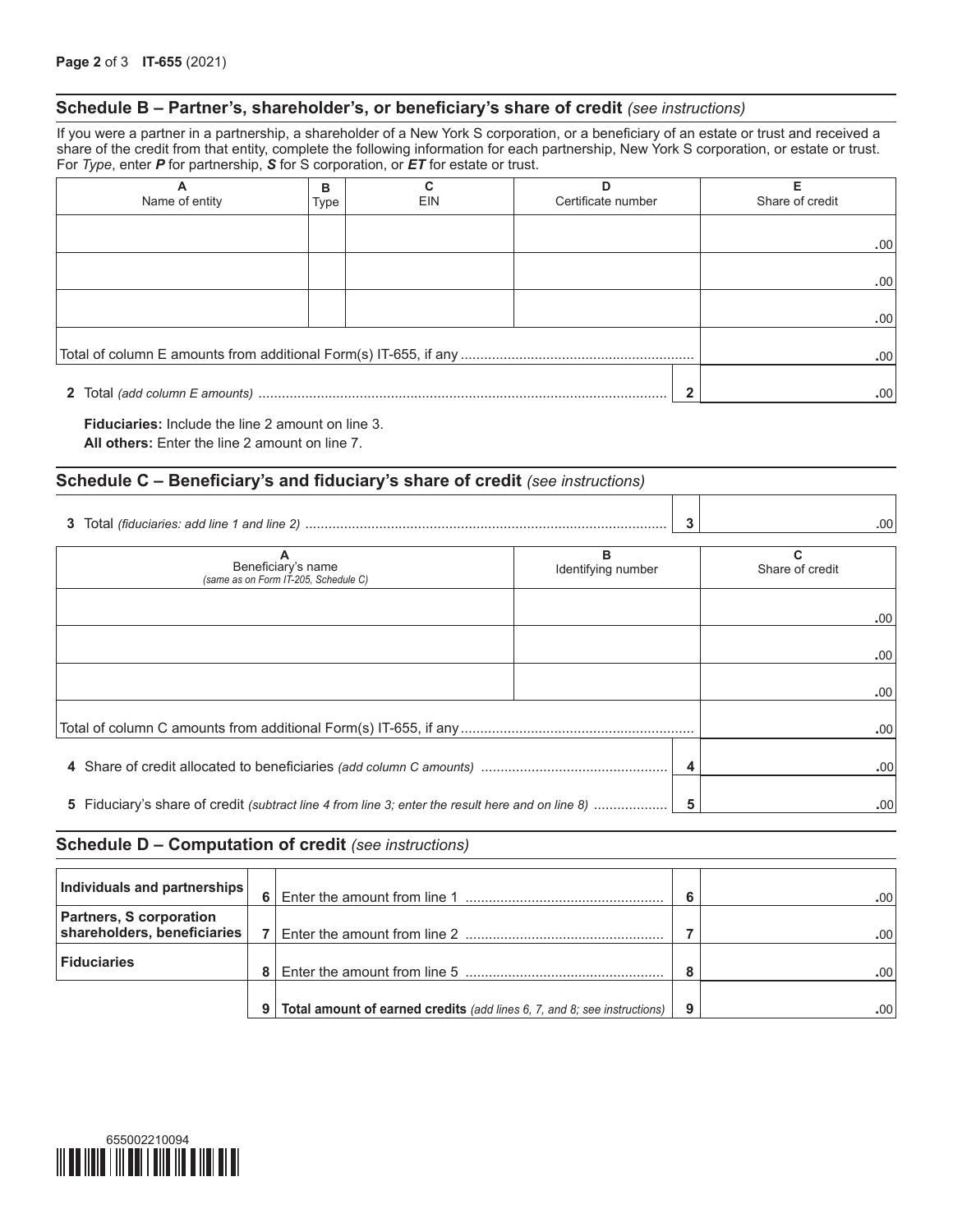## Schedule B – Partner's, shareholder's, or beneficiary's share of credit *(see instructions)*

If you were a partner in a partnership, a shareholder of a New York S corporation, or a beneficiary of an estate or trust and received a share of the credit from that entity, complete the following information for each partnership, New York S corporation, or estate or trust. For *Type*, enter ***P*** for partnership, ***S*** for S corporation, or ***ET*** for estate or trust.

| A<br>Name of entity | B<br>Type | C<br>EIN | D<br>Certificate number | E<br>Share of credit |
|---|---|---|---|---|
| | | | | .00 |
| | | | | .00 |
| | | | | .00 |
| Total of column E amounts from additional Form(s) IT-655, if any | | | | .00 |
| **2** Total *(add column E amounts)* | | | **2** | .00 |

**Fiduciaries:** Include the line 2 amount on line 3.
**All others:** Enter the line 2 amount on line 7.

## Schedule C – Beneficiary's and fiduciary's share of credit *(see instructions)*

| | | |
|---|---|---|
| **3** Total *(fiduciaries: add line 1 and line 2)* | **3** | .00 |

| A<br>Beneficiary's name<br>*(same as on Form IT-205, Schedule C)* | B<br>Identifying number | C<br>Share of credit |
|---|---|---|
| | | .00 |
| | | .00 |
| | | .00 |
| Total of column C amounts from additional Form(s) IT-655, if any | | .00 |
| **4** Share of credit allocated to beneficiaries *(add column C amounts)* | **4** | .00 |
| **5** Fiduciary's share of credit *(subtract line 4 from line 3; enter the result here and on line 8)* | **5** | .00 |

## Schedule D – Computation of credit *(see instructions)*

| | | | | |
|---|---|---|---|---|
| **Individuals and partnerships** | **6** | Enter the amount from line 1 | **6** | .00 |
| **Partners, S corporation shareholders, beneficiaries** | **7** | Enter the amount from line 2 | **7** | .00 |
| **Fiduciaries** | **8** | Enter the amount from line 5 | **8** | .00 |
| | **9** | **Total amount of earned credits** *(add lines 6, 7, and 8; see instructions)* | **9** | .00 |

655002210094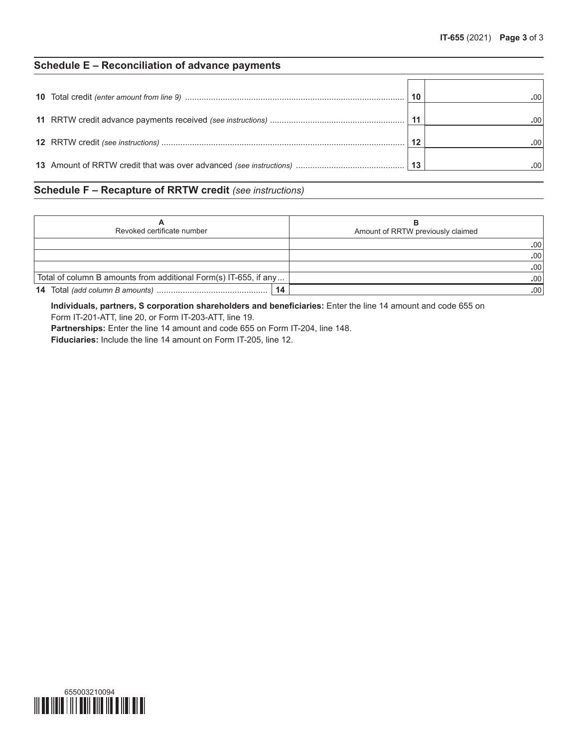## Schedule E – Reconciliation of advance payments

| | | |
|---|---|---|
| **10** Total credit *(enter amount from line 9)* | **10** | .00 |
| **11** RRTW credit advance payments received *(see instructions)* | **11** | .00 |
| **12** RRTW credit *(see instructions)* | **12** | .00 |
| **13** Amount of RRTW credit that was over advanced *(see instructions)* | **13** | .00 |

## Schedule F – Recapture of RRTW credit *(see instructions)*

| **A** Revoked certificate number | **B** Amount of RRTW previously claimed |
|---|---|
| | .00 |
| | .00 |
| | .00 |
| Total of column B amounts from additional Form(s) IT-655, if any | .00 |
| **14** Total *(add column B amounts)* **14** | .00 |

**Individuals, partners, S corporation shareholders and beneficiaries:** Enter the line 14 amount and code 655 on Form IT-201-ATT, line 20, or Form IT-203-ATT, line 19.

**Partnerships:** Enter the line 14 amount and code 655 on Form IT-204, line 148.

**Fiduciaries:** Include the line 14 amount on Form IT-205, line 12.

655003210094